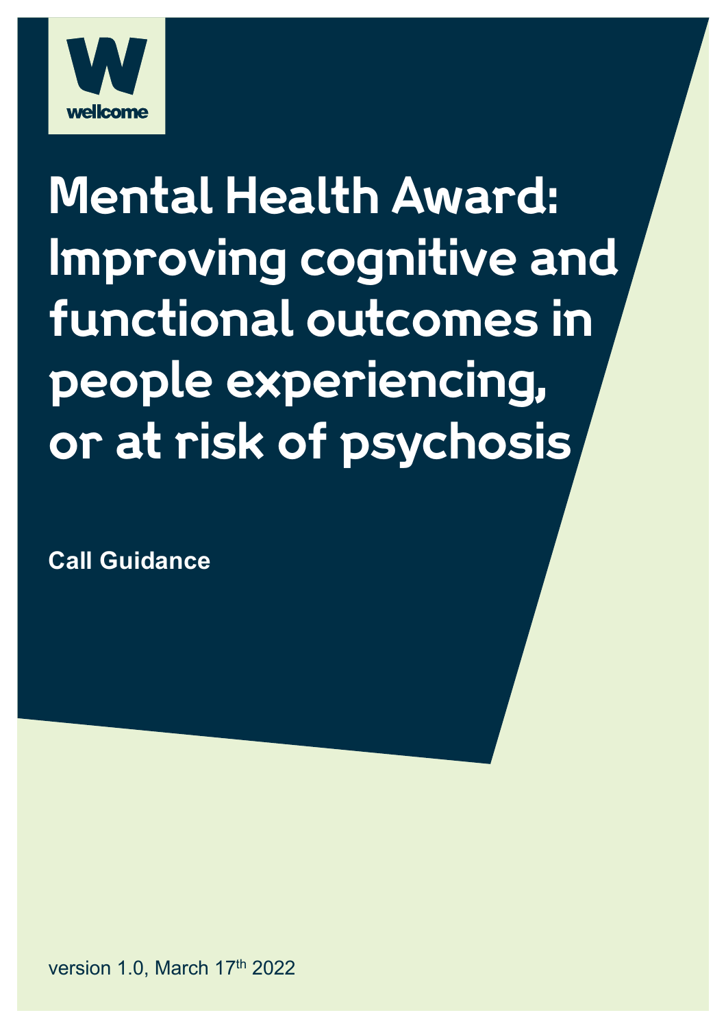wellcome

# Mental Health Award: Improving cognitive and functional outcomes in people experiencing, or at risk of psychosis

**Call Guidance**

version 1.0, March 17th 2022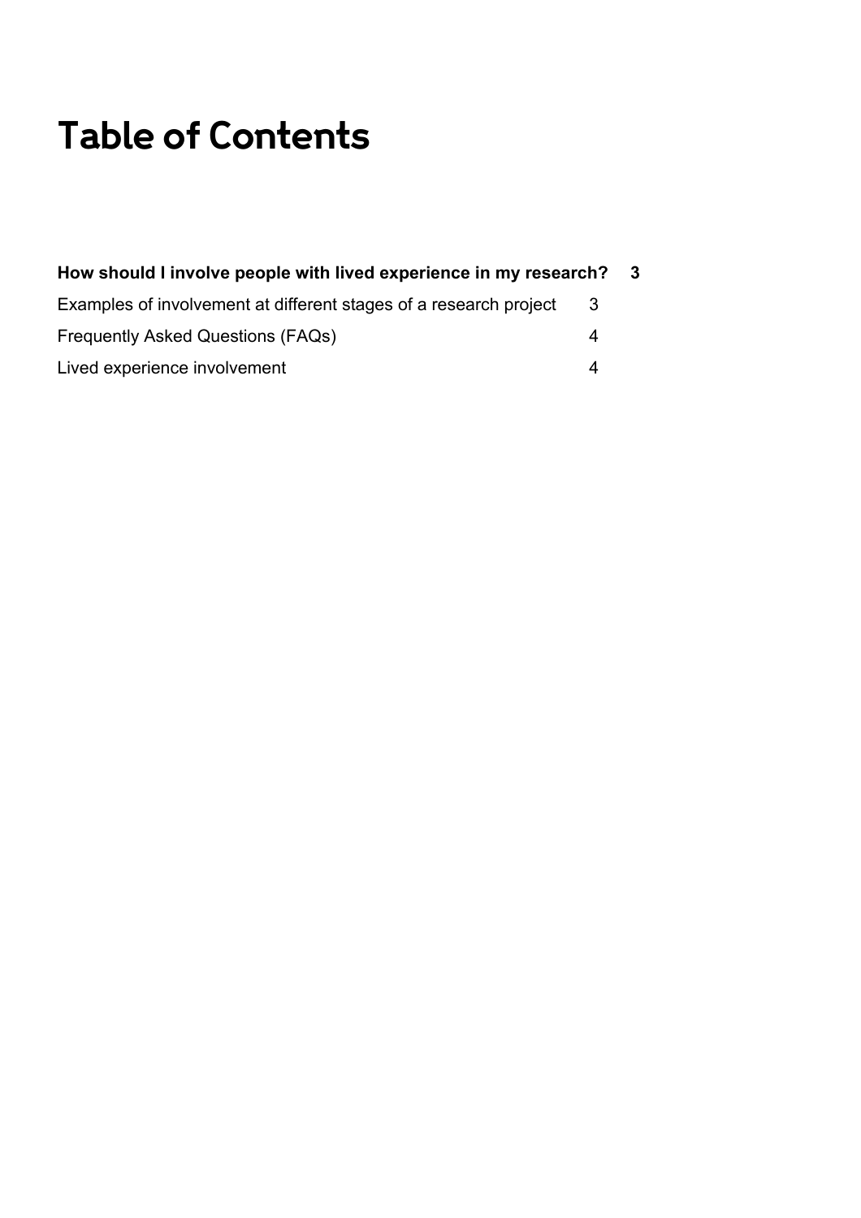# Table of Contents

**How should I involve people with lived experience in my research? 3**

Examples of involvement at different stages of a research project 3

Frequently Asked Questions (FAQs) 4

Lived experience involvement 4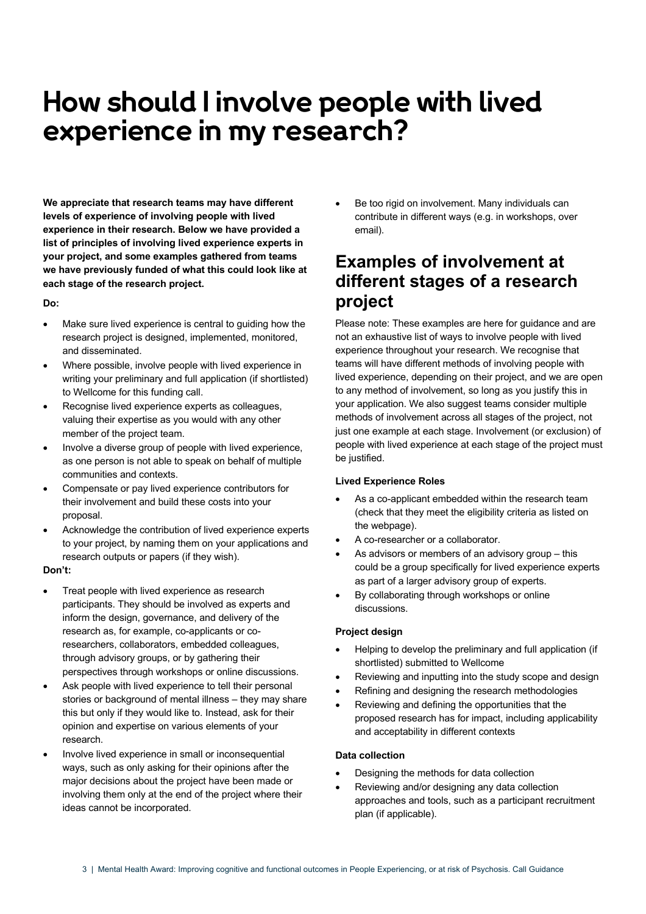# How should I involve people with lived experience in my research?

**We appreciate that research teams may have different levels of experience of involving people with lived experience in their research. Below we have provided a list of principles of involving lived experience experts in your project, and some examples gathered from teams we have previously funded of what this could look like at each stage of the research project.**

**Do:**

- Make sure lived experience is central to guiding how the research project is designed, implemented, monitored, and disseminated.
- Where possible, involve people with lived experience in writing your preliminary and full application (if shortlisted) to Wellcome for this funding call.
- Recognise lived experience experts as colleagues, valuing their expertise as you would with any other member of the project team.
- Involve a diverse group of people with lived experience, as one person is not able to speak on behalf of multiple communities and contexts.
- Compensate or pay lived experience contributors for their involvement and build these costs into your proposal.
- Acknowledge the contribution of lived experience experts to your project, by naming them on your applications and research outputs or papers (if they wish).

**Don't:**

- Treat people with lived experience as research participants. They should be involved as experts and inform the design, governance, and delivery of the research as, for example, co-applicants or co-researchers, collaborators, embedded colleagues, through advisory groups, or by gathering their perspectives through workshops or online discussions.
- Ask people with lived experience to tell their personal stories or background of mental illness – they may share this but only if they would like to. Instead, ask for their opinion and expertise on various elements of your research.
- Involve lived experience in small or inconsequential ways, such as only asking for their opinions after the major decisions about the project have been made or involving them only at the end of the project where their ideas cannot be incorporated.
- Be too rigid on involvement. Many individuals can contribute in different ways (e.g. in workshops, over email).

## Examples of involvement at different stages of a research project

Please note: These examples are here for guidance and are not an exhaustive list of ways to involve people with lived experience throughout your research. We recognise that teams will have different methods of involving people with lived experience, depending on their project, and we are open to any method of involvement, so long as you justify this in your application. We also suggest teams consider multiple methods of involvement across all stages of the project, not just one example at each stage. Involvement (or exclusion) of people with lived experience at each stage of the project must be justified.

**Lived Experience Roles**

- As a co-applicant embedded within the research team (check that they meet the eligibility criteria as listed on the webpage).
- A co-researcher or a collaborator.
- As advisors or members of an advisory group – this could be a group specifically for lived experience experts as part of a larger advisory group of experts.
- By collaborating through workshops or online discussions.

**Project design**

- Helping to develop the preliminary and full application (if shortlisted) submitted to Wellcome
- Reviewing and inputting into the study scope and design
- Refining and designing the research methodologies
- Reviewing and defining the opportunities that the proposed research has for impact, including applicability and acceptability in different contexts

**Data collection**

- Designing the methods for data collection
- Reviewing and/or designing any data collection approaches and tools, such as a participant recruitment plan (if applicable).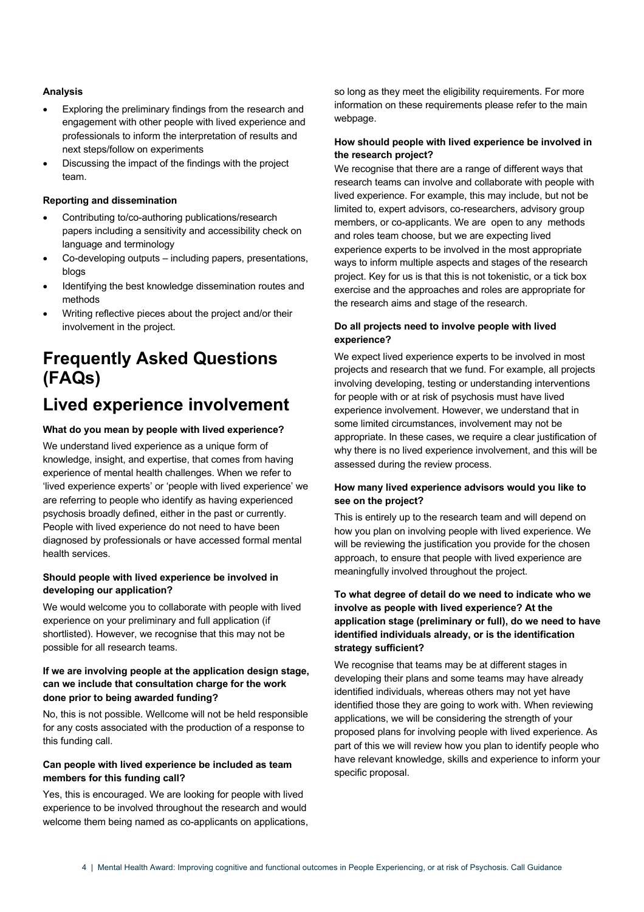**Analysis**

- Exploring the preliminary findings from the research and engagement with other people with lived experience and professionals to inform the interpretation of results and next steps/follow on experiments
- Discussing the impact of the findings with the project team.

**Reporting and dissemination**

- Contributing to/co-authoring publications/research papers including a sensitivity and accessibility check on language and terminology
- Co-developing outputs – including papers, presentations, blogs
- Identifying the best knowledge dissemination routes and methods
- Writing reflective pieces about the project and/or their involvement in the project.

# Frequently Asked Questions (FAQs)

# Lived experience involvement

**What do you mean by people with lived experience?**

We understand lived experience as a unique form of knowledge, insight, and expertise, that comes from having experience of mental health challenges. When we refer to 'lived experience experts' or 'people with lived experience' we are referring to people who identify as having experienced psychosis broadly defined, either in the past or currently. People with lived experience do not need to have been diagnosed by professionals or have accessed formal mental health services.

**Should people with lived experience be involved in developing our application?**

We would welcome you to collaborate with people with lived experience on your preliminary and full application (if shortlisted). However, we recognise that this may not be possible for all research teams.

**If we are involving people at the application design stage, can we include that consultation charge for the work done prior to being awarded funding?**

No, this is not possible. Wellcome will not be held responsible for any costs associated with the production of a response to this funding call.

**Can people with lived experience be included as team members for this funding call?**

Yes, this is encouraged. We are looking for people with lived experience to be involved throughout the research and would welcome them being named as co-applicants on applications, so long as they meet the eligibility requirements. For more information on these requirements please refer to the main webpage.

**How should people with lived experience be involved in the research project?**

We recognise that there are a range of different ways that research teams can involve and collaborate with people with lived experience. For example, this may include, but not be limited to, expert advisors, co-researchers, advisory group members, or co-applicants. We are open to any methods and roles team choose, but we are expecting lived experience experts to be involved in the most appropriate ways to inform multiple aspects and stages of the research project. Key for us is that this is not tokenistic, or a tick box exercise and the approaches and roles are appropriate for the research aims and stage of the research.

**Do all projects need to involve people with lived experience?**

We expect lived experience experts to be involved in most projects and research that we fund. For example, all projects involving developing, testing or understanding interventions for people with or at risk of psychosis must have lived experience involvement. However, we understand that in some limited circumstances, involvement may not be appropriate. In these cases, we require a clear justification of why there is no lived experience involvement, and this will be assessed during the review process.

**How many lived experience advisors would you like to see on the project?**

This is entirely up to the research team and will depend on how you plan on involving people with lived experience. We will be reviewing the justification you provide for the chosen approach, to ensure that people with lived experience are meaningfully involved throughout the project.

**To what degree of detail do we need to indicate who we involve as people with lived experience? At the application stage (preliminary or full), do we need to have identified individuals already, or is the identification strategy sufficient?**

We recognise that teams may be at different stages in developing their plans and some teams may have already identified individuals, whereas others may not yet have identified those they are going to work with. When reviewing applications, we will be considering the strength of your proposed plans for involving people with lived experience. As part of this we will review how you plan to identify people who have relevant knowledge, skills and experience to inform your specific proposal.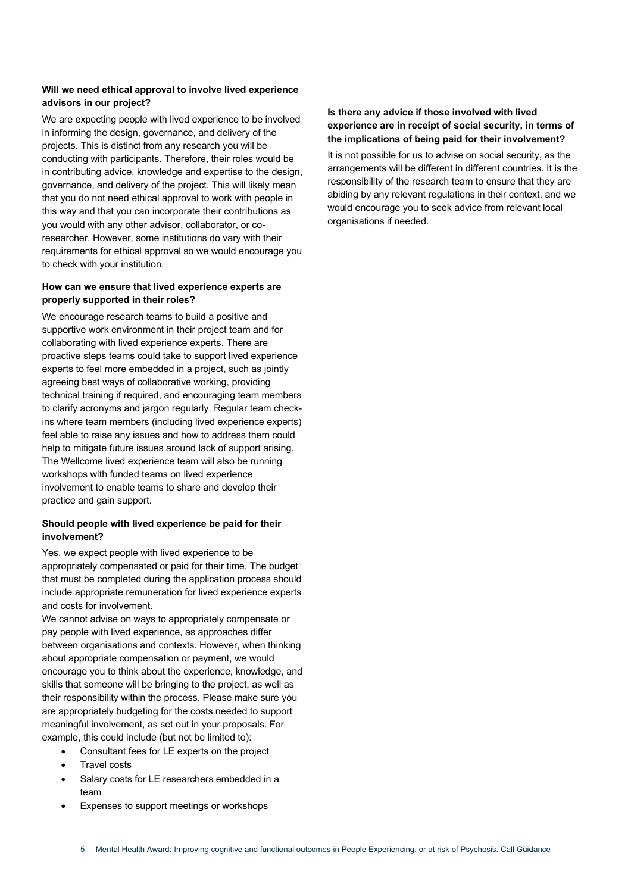**Will we need ethical approval to involve lived experience advisors in our project?**

We are expecting people with lived experience to be involved in informing the design, governance, and delivery of the projects. This is distinct from any research you will be conducting with participants. Therefore, their roles would be in contributing advice, knowledge and expertise to the design, governance, and delivery of the project. This will likely mean that you do not need ethical approval to work with people in this way and that you can incorporate their contributions as you would with any other advisor, collaborator, or co-researcher. However, some institutions do vary with their requirements for ethical approval so we would encourage you to check with your institution.

**How can we ensure that lived experience experts are properly supported in their roles?**

We encourage research teams to build a positive and supportive work environment in their project team and for collaborating with lived experience experts. There are proactive steps teams could take to support lived experience experts to feel more embedded in a project, such as jointly agreeing best ways of collaborative working, providing technical training if required, and encouraging team members to clarify acronyms and jargon regularly. Regular team check-ins where team members (including lived experience experts) feel able to raise any issues and how to address them could help to mitigate future issues around lack of support arising. The Wellcome lived experience team will also be running workshops with funded teams on lived experience involvement to enable teams to share and develop their practice and gain support.

**Should people with lived experience be paid for their involvement?**

Yes, we expect people with lived experience to be appropriately compensated or paid for their time. The budget that must be completed during the application process should include appropriate remuneration for lived experience experts and costs for involvement.

We cannot advise on ways to appropriately compensate or pay people with lived experience, as approaches differ between organisations and contexts. However, when thinking about appropriate compensation or payment, we would encourage you to think about the experience, knowledge, and skills that someone will be bringing to the project, as well as their responsibility within the process. Please make sure you are appropriately budgeting for the costs needed to support meaningful involvement, as set out in your proposals. For example, this could include (but not be limited to):

- Consultant fees for LE experts on the project
- Travel costs
- Salary costs for LE researchers embedded in a team
- Expenses to support meetings or workshops

**Is there any advice if those involved with lived experience are in receipt of social security, in terms of the implications of being paid for their involvement?**

It is not possible for us to advise on social security, as the arrangements will be different in different countries. It is the responsibility of the research team to ensure that they are abiding by any relevant regulations in their context, and we would encourage you to seek advice from relevant local organisations if needed.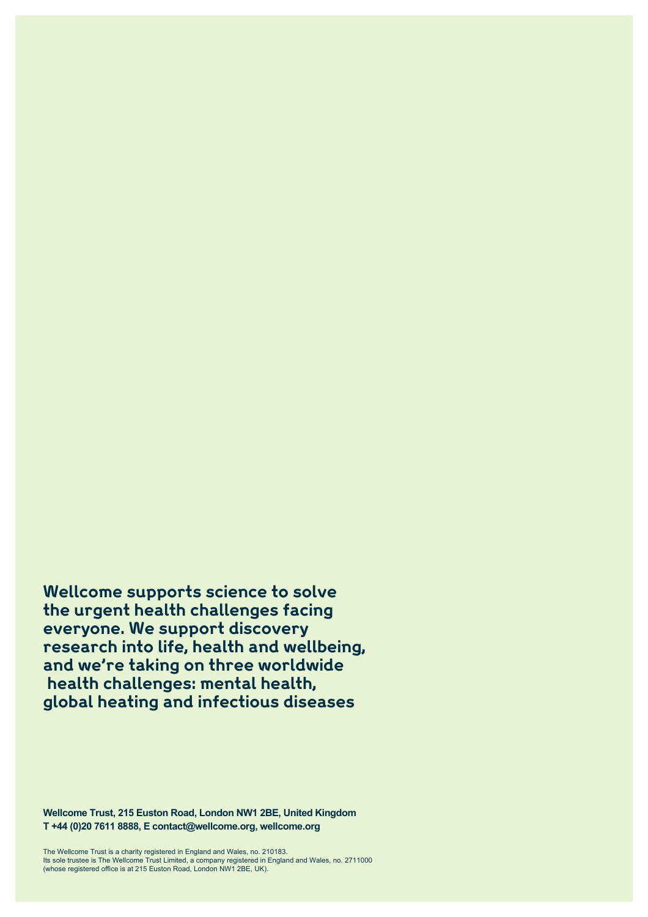**Wellcome supports science to solve the urgent health challenges facing everyone. We support discovery research into life, health and wellbeing, and we're taking on three worldwide health challenges: mental health, global heating and infectious diseases**

**Wellcome Trust, 215 Euston Road, London NW1 2BE, United Kingdom**
**T +44 (0)20 7611 8888, E contact@wellcome.org, wellcome.org**

The Wellcome Trust is a charity registered in England and Wales, no. 210183.
Its sole trustee is The Wellcome Trust Limited, a company registered in England and Wales, no. 2711000 (whose registered office is at 215 Euston Road, London NW1 2BE, UK).